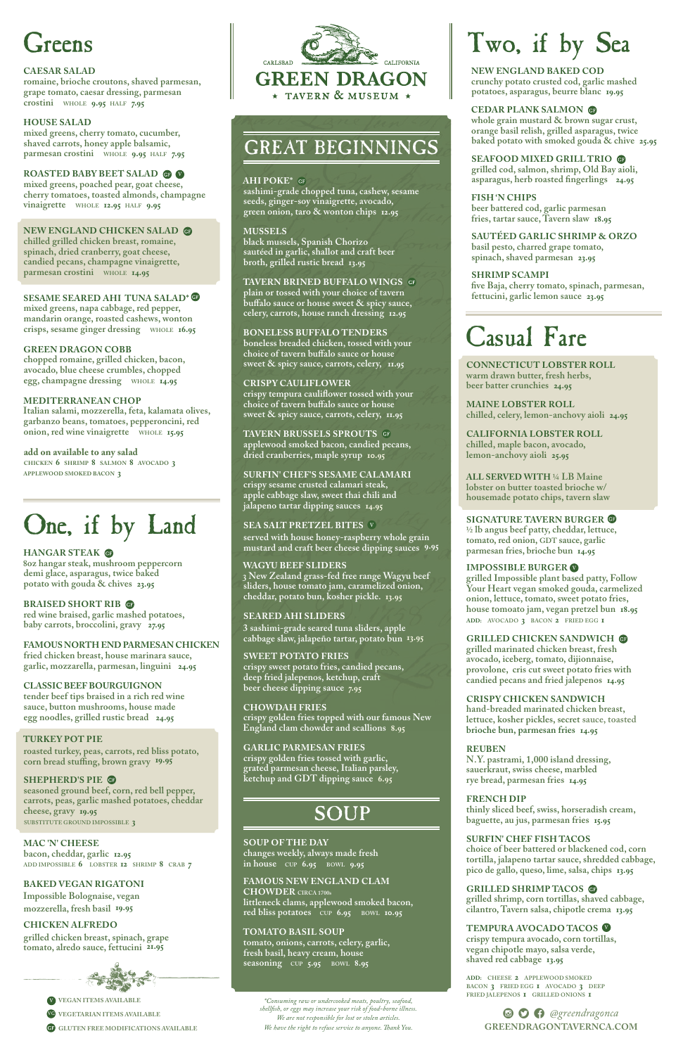# Greens

**CAESAR SALAD**
romaine, brioche croutons, shaved parmesan, grape tomato, caesar dressing, parmesan crostini WHOLE 9.95 HALF 7.95

**HOUSE SALAD**
mixed greens, cherry tomato, cucumber, shaved carrots, honey apple balsamic, parmesan crostini WHOLE 9.95 HALF 7.95

**ROASTED BABY BEET SALAD** GF V
mixed greens, poached pear, goat cheese, cherry tomatoes, toasted almonds, champagne vinaigrette WHOLE 12.95 HALF 9.95

**NEW ENGLAND CHICKEN SALAD** GF
chilled grilled chicken breast, romaine, spinach, dried cranberry, goat cheese, candied pecans, champagne vinaigrette, parmesan crostini WHOLE 14.95

**SESAME SEARED AHI TUNA SALAD*** GF
mixed greens, napa cabbage, red pepper, mandarin orange, roasted cashews, wonton crisps, sesame ginger dressing WHOLE 16.95

**GREEN DRAGON COBB**
chopped romaine, grilled chicken, bacon, avocado, blue cheese crumbles, chopped egg, champagne dressing WHOLE 14.95

**MEDITERRANEAN CHOP**
Italian salami, mozzerella, feta, kalamata olives, garbanzo beans, tomatoes, pepperoncini, red onion, red wine vinaigrette WHOLE 15.95

**add on available to any salad**
CHICKEN 6 SHRIMP 8 SALMON 8 AVOCADO 3
APPLEWOOD SMOKED BACON 3

# One, if by Land

**HANGAR STEAK** GF
8oz hangar steak, mushroom peppercorn demi glace, asparagus, twice baked potato with gouda & chives 23.95

**BRAISED SHORT RIB** GF
red wine braised, garlic mashed potatoes, baby carrots, broccolini, gravy 27.95

**FAMOUS NORTH END PARMESAN CHICKEN**
fried chicken breast, house marinara sauce, garlic, mozzarella, parmesan, linguini 24.95

**CLASSIC BEEF BOURGUIGNON**
tender beef tips braised in a rich red wine sauce, button mushrooms, house made egg noodles, grilled rustic bread 24.95

**TURKEY POT PIE**
roasted turkey, peas, carrots, red bliss potato, corn bread stuffing, brown gravy 19.95

**SHEPHERD'S PIE** GF
seasoned ground beef, corn, red bell pepper, carrots, peas, garlic mashed potatoes, cheddar cheese, gravy 19.95
SUBSTITUTE GROUND IMPOSSIBLE 3

**MAC 'N' CHEESE**
bacon, cheddar, garlic 12.95
ADD IMPOSSIBLE 6 LOBSTER 12 SHRIMP 8 CRAB 7

**BAKED VEGAN RIGATONI**
Impossible Bolognaise, vegan mozzerella, fresh basil 19.95

**CHICKEN ALFREDO**
grilled chicken breast, spinach, grape tomato, alredo sauce, fettucini 21.95

V VEGAN ITEMS AVAILABLE
VG VEGETARIAN ITEMS AVAILABLE
GF GLUTEN FREE MODIFICATIONS AVAILABLE

CARLSBAD CALIFORNIA
# GREEN DRAGON
★ TAVERN & MUSEUM ★

# GREAT BEGINNINGS

**AHI POKE*** GF
sashimi-grade chopped tuna, cashew, sesame seeds, ginger-soy vinaigrette, avocado, green onion, taro & wonton chips 12.95

**MUSSELS**
black mussels, Spanish Chorizo sautéed in garlic, shallot and craft beer broth, grilled rustic bread 13.95

**TAVERN BRINED BUFFALO WINGS** GF
plain or tossed with your choice of tavern buffalo sauce or house sweet & spicy sauce, celery, carrots, house ranch dressing 12.95

**BONELESS BUFFALO TENDERS**
boneless breaded chicken, tossed with your choice of tavern buffalo sauce or house sweet & spicy sauce, carrots, celery, 11.95

**CRISPY CAULIFLOWER**
crispy tempura cauliflower tossed with your choice of tavern buffalo sauce or house sweet & spicy sauce, carrots, celery, 11.95

**TAVERN BRUSSELS SPROUTS** GF
applewood smoked bacon, candied pecans, dried cranberries, maple syrup 10.95

**SURFIN' CHEF'S SESAME CALAMARI**
crispy sesame crusted calamari steak, apple cabbage slaw, sweet thai chili and jalapeno tartar dipping sauces 14.95

**SEA SALT PRETZEL BITES** V
served with house honey-raspberry whole grain mustard and craft beer cheese dipping sauces 9.95

**WAGYU BEEF SLIDERS**
3 New Zealand grass-fed free range Wagyu beef sliders, house tomato jam, caramelized onion, cheddar, potato bun, kosher pickle. 13.95

**SEARED AHI SLIDERS**
3 sashimi-grade seared tuna sliders, apple cabbage slaw, jalapeño tartar, potato bun 13.95

**SWEET POTATO FRIES**
crispy sweet potato fries, candied pecans, deep fried jalepenos, ketchup, craft beer cheese dipping sauce 7.95

**CHOWDAH FRIES**
crispy golden fries topped with our famous New England clam chowder and scallions 8.95

**GARLIC PARMESAN FRIES**
crispy golden fries tossed with garlic, grated parmesan cheese, Italian parsley, ketchup and GDT dipping sauce 6.95

# SOUP

**SOUP OF THE DAY**
changes weekly, always made fresh in house CUP 6.95 BOWL 9.95

**FAMOUS NEW ENGLAND CLAM CHOWDER** CIRCA 1700s
littleneck clams, applewood smoked bacon, red bliss potatoes CUP 6.95 BOWL 10.95

**TOMATO BASIL SOUP**
tomato, onions, carrots, celery, garlic, fresh basil, heavy cream, house seasoning CUP 5.95 BOWL 8.95

*\*Consuming raw or undercooked meats, poultry, seafood, shellfish, or eggs may increase your risk of food-borne illness. We are not responsible for lost or stolen articles. We have the right to refuse service to anyone. Thank You.*

# Two, if by Sea

**NEW ENGLAND BAKED COD**
crunchy potato crusted cod, garlic mashed potatoes, asparagus, beurre blanc 19.95

**CEDAR PLANK SALMON** GF
whole grain mustard & brown sugar crust, orange basil relish, grilled asparagus, twice baked potato with smoked gouda & chive 25.95

**SEAFOOD MIXED GRILL TRIO** GF
grilled cod, salmon, shrimp, Old Bay aioli, asparagus, herb roasted fingerlings 24.95

**FISH 'N CHIPS**
beer battered cod, garlic parmesan fries, tartar sauce, Tavern slaw 18.95

**SAUTÉED GARLIC SHRIMP & ORZO**
basil pesto, charred grape tomato, spinach, shaved parmesan 23.95

**SHRIMP SCAMPI**
five Baja, cherry tomato, spinach, parmesan, fettucini, garlic lemon sauce 23.95

# Casual Fare

**CONNECTICUT LOBSTER ROLL**
warm drawn butter, fresh herbs, beer batter crunchies 24.95

**MAINE LOBSTER ROLL**
chilled, celery, lemon-anchovy aioli 24.95

**CALIFORNIA LOBSTER ROLL**
chilled, maple bacon, avocado, lemon-anchovy aioli 25.95

**ALL SERVED WITH** ¼ LB Maine lobster on butter toasted brioche w/ housemade potato chips, tavern slaw

**SIGNATURE TAVERN BURGER** GF
½ lb angus beef patty, cheddar, lettuce, tomato, red onion, GDT sauce, garlic parmesan fries, brioche bun 14.95

**IMPOSSIBLE BURGER** V
grilled Impossible plant based patty, Follow Your Heart vegan smoked gouda, carmelized onion, lettuce, tomato, sweet potato fries, house tomoato jam, vegan pretzel bun 18.95
ADD: AVOCADO 3 BACON 2 FRIED EGG 1

**GRILLED CHICKEN SANDWICH** GF
grilled marinated chicken breast, fresh avocado, iceberg, tomato, dijionnaise, provolone, cris cut sweet potato fries with candied pecans and fried jalepenos 14.95

**CRISPY CHICKEN SANDWICH**
hand-breaded marinated chicken breast, lettuce, kosher pickles, secret sauce, toasted brioche bun, parmesan fries 14.95

**REUBEN**
N.Y. pastrami, 1,000 island dressing, sauerkraut, swiss cheese, marbled rye bread, parmesan fries 14.95

**FRENCH DIP**
thinly sliced beef, swiss, horseradish cream, baguette, au jus, parmesan fries 15.95

**SURFIN' CHEF FISH TACOS**
choice of beer battered or blackened cod, corn tortilla, jalapeno tartar sauce, shredded cabbage, pico de gallo, queso, lime, salsa, chips 13.95

**GRILLED SHRIMP TACOS** GF
grilled shrimp, corn tortillas, shaved cabbage, cilantro, Tavern salsa, chipotle crema 13.95

**TEMPURA AVOCADO TACOS** V
crispy tempura avocado, corn tortillas, vegan chipotle mayo, salsa verde, shaved red cabbage 13.95

ADD: CHEESE 2 APPLEWOOD SMOKED BACON 3 FRIED EGG 1 AVOCADO 3 DEEP FRIED JALEPENOS 1 GRILLED ONIONS 1

@greendragonca
GREENDRAGONTAVERNCA.COM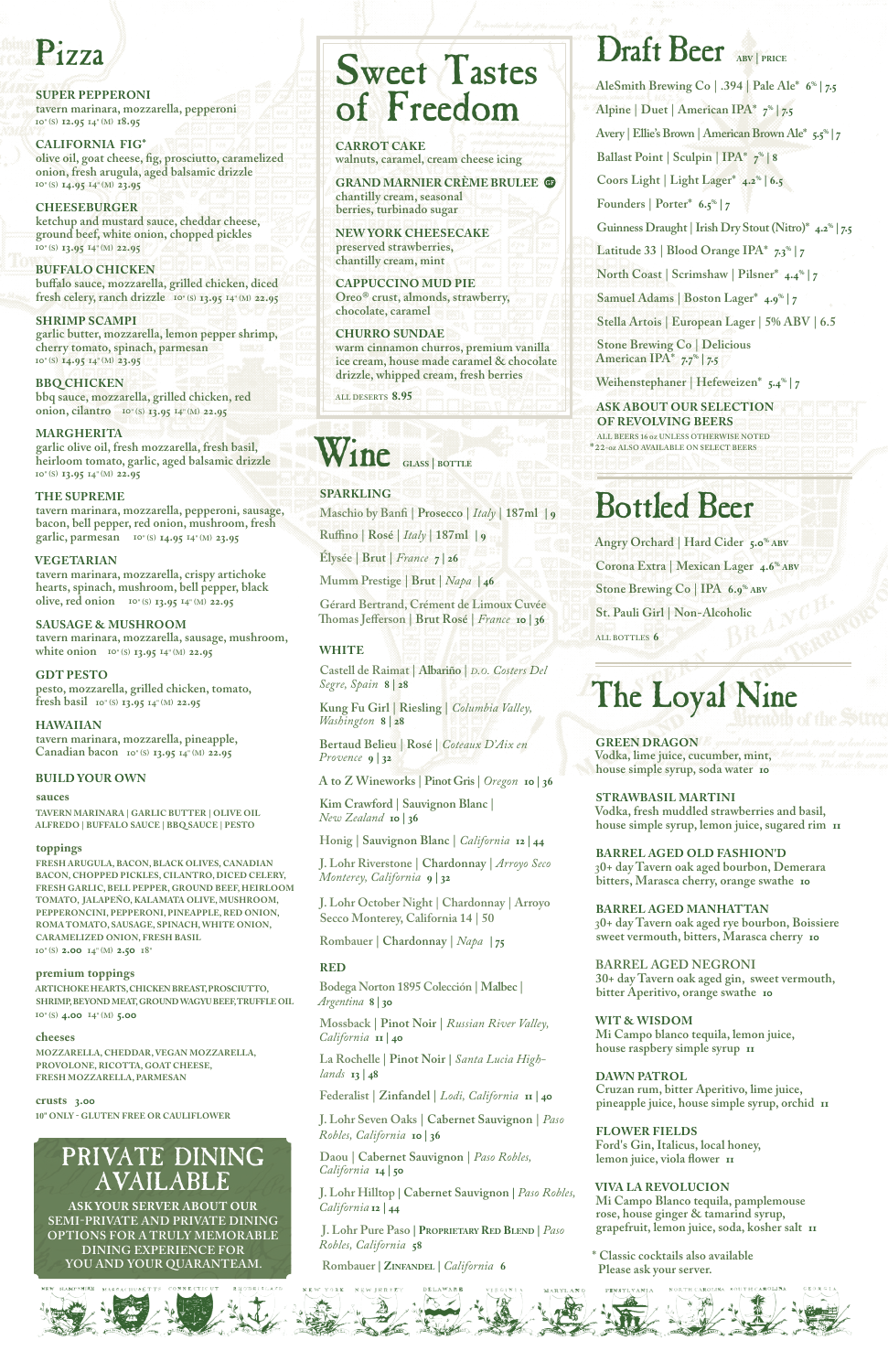# Pizza

**SUPER PEPPERONI**
tavern marinara, mozzarella, pepperoni
10" (S) 12.95 14" (M) 18.95

**CALIFORNIA FIG***
olive oil, goat cheese, fig, prosciutto, caramelized onion, fresh arugula, aged balsamic drizzle
10" (S) 14.95 14" (M) 23.95

**CHEESEBURGER**
ketchup and mustard sauce, cheddar cheese, ground beef, white onion, chopped pickles
10" (S) 13.95 14" (M) 22.95

**BUFFALO CHICKEN**
buffalo sauce, mozzarella, grilled chicken, diced fresh celery, ranch drizzle 10" (S) 13.95 14" (M) 22.95

**SHRIMP SCAMPI**
garlic butter, mozzarella, lemon pepper shrimp, cherry tomato, spinach, parmesan
10" (S) 14.95 14" (M) 23.95

**BBQ CHICKEN**
bbq sauce, mozzarella, grilled chicken, red onion, cilantro 10" (S) 13.95 14" (M) 22.95

**MARGHERITA**
garlic olive oil, fresh mozzarella, fresh basil, heirloom tomato, garlic, aged balsamic drizzle
10" (S) 13.95 14" (M) 22.95

**THE SUPREME**
tavern marinara, mozzarella, pepperoni, sausage, bacon, bell pepper, red onion, mushroom, fresh garlic, parmesan 10" (S) 14.95 14" (M) 23.95

**VEGETARIAN**
tavern marinara, mozzarella, crispy artichoke hearts, spinach, mushroom, bell pepper, black olive, red onion 10" (S) 13.95 14" (M) 22.95

**SAUSAGE & MUSHROOM**
tavern marinara, mozzarella, sausage, mushroom, white onion 10" (S) 13.95 14" (M) 22.95

**GDT PESTO**
pesto, mozzarella, grilled chicken, tomato, fresh basil 10" (S) 13.95 14" (M) 22.95

**HAWAIIAN**
tavern marinara, mozzarella, pineapple, Canadian bacon 10" (S) 13.95 14" (M) 22.95

**BUILD YOUR OWN**

**sauces**
TAVERN MARINARA | GARLIC BUTTER | OLIVE OIL ALFREDO | BUFFALO SAUCE | BBQ SAUCE | PESTO

**toppings**
FRESH ARUGULA, BACON, BLACK OLIVES, CANADIAN BACON, CHOPPED PICKLES, CILANTRO, DICED CELERY, FRESH GARLIC, BELL PEPPER, GROUND BEEF, HEIRLOOM TOMATO, JALAPEÑO, KALAMATA OLIVE, MUSHROOM, PEPPERONCINI, PEPPERONI, PINEAPPLE, RED ONION, ROMA TOMATO, SAUSAGE, SPINACH, WHITE ONION, CARAMELIZED ONION, FRESH BASIL
10" (S) 2.00 14" (M) 2.50 18"

**premium toppings**
ARTICHOKE HEARTS, CHICKEN BREAST, PROSCIUTTO, SHRIMP, BEYOND MEAT, GROUND WAGYU BEEF, TRUFFLE OIL
10" (S) 4.00 14" (M) 5.00

**cheeses**
MOZZARELLA, CHEDDAR, VEGAN MOZZARELLA, PROVOLONE, RICOTTA, GOAT CHEESE, FRESH MOZZARELLA, PARMESAN

**crusts** 3.00
10" ONLY - GLUTEN FREE OR CAULIFLOWER

## PRIVATE DINING AVAILABLE

ASK YOUR SERVER ABOUT OUR SEMI-PRIVATE AND PRIVATE DINING OPTIONS FOR A TRULY MEMORABLE DINING EXPERIENCE FOR YOU AND YOUR QUARANTEAM.

# Sweet Tastes of Freedom

**CARROT CAKE**
walnuts, caramel, cream cheese icing

**GRAND MARNIER CRÈME BRULEE** GF
chantilly cream, seasonal berries, turbinado sugar

**NEW YORK CHEESECAKE**
preserved strawberries, chantilly cream, mint

**CAPPUCCINO MUD PIE**
Oreo® crust, almonds, strawberry, chocolate, caramel

**CHURRO SUNDAE**
warm cinnamon churros, premium vanilla ice cream, house made caramel & chocolate drizzle, whipped cream, fresh berries

ALL DESERTS 8.95

# Wine
GLASS | BOTTLE

**SPARKLING**

Maschio by Banfi | Prosecco | *Italy* | 187ml | 9

Ruffino | Rosé | *Italy* | 187ml | 9

Élysée | Brut | *France* 7 | 26

Mumm Prestige | Brut | *Napa* | 46

Gérard Bertrand, Crément de Limoux Cuvée Thomas Jefferson | Brut Rosé | *France* 10 | 36

**WHITE**

Castell de Raimat | Albariño | *D.O. Costers Del Segre, Spain* 8 | 28

Kung Fu Girl | Riesling | *Columbia Valley, Washington* 8 | 28

Bertaud Belieu | Rosé | *Coteaux D'Aix en Provence* 9 | 32

A to Z Wineworks | Pinot Gris | *Oregon* 10 | 36

Kim Crawford | Sauvignon Blanc | *New Zealand* 10 | 36

Honig | Sauvignon Blanc | *California* 12 | 44

J. Lohr Riverstone | Chardonnay | *Arroyo Seco Monterey, California* 9 | 32

J. Lohr October Night | Chardonnay | Arroyo Secco Monterey, California 14 | 50

Rombauer | Chardonnay | *Napa* | 75

**RED**

Bodega Norton 1895 Colección | Malbec | *Argentina* 8 | 30

Mossback | Pinot Noir | *Russian River Valley, California* 11 | 40

La Rochelle | Pinot Noir | *Santa Lucia Highlands* 13 | 48

Federalist | Zinfandel | *Lodi, California* 11 | 40

J. Lohr Seven Oaks | Cabernet Sauvignon | *Paso Robles, California* 10 | 36

Daou | Cabernet Sauvignon | *Paso Robles, California* 14 | 50

J. Lohr Hilltop | Cabernet Sauvignon | *Paso Robles, California* 12 | 44

J. Lohr Pure Paso | Proprietary Red Blend | *Paso Robles, California* 58

Rombauer | Zinfandel | *California* 6

# Draft Beer
ABV | PRICE

AleSmith Brewing Co | .394 | Pale Ale* 6% | 7.5

Alpine | Duet | American IPA* 7% | 7.5

Avery | Ellie's Brown | American Brown Ale* 5.5% | 7

Ballast Point | Sculpin | IPA* 7% | 8

Coors Light | Light Lager* 4.2% | 6.5

Founders | Porter* 6.5% | 7

Guinness Draught | Irish Dry Stout (Nitro)* 4.2% | 7.5

Latitude 33 | Blood Orange IPA* 7.3% | 7

North Coast | Scrimshaw | Pilsner* 4.4% | 7

Samuel Adams | Boston Lager* 4.9% | 7

Stella Artois | European Lager | 5% ABV | 6.5

Stone Brewing Co | Delicious American IPA* 7.7% | 7.5

Weihenstephaner | Hefeweizen* 5.4% | 7

**ASK ABOUT OUR SELECTION OF REVOLVING BEERS**

ALL BEERS 16 oz UNLESS OTHERWISE NOTED
*22-oz ALSO AVAILABLE ON SELECT BEERS

# Bottled Beer

Angry Orchard | Hard Cider 5.0% ABV

Corona Extra | Mexican Lager 4.6% ABV

Stone Brewing Co | IPA 6.9% ABV

St. Pauli Girl | Non-Alcoholic

ALL BOTTLES 6

# The Loyal Nine

**GREEN DRAGON**
Vodka, lime juice, cucumber, mint, house simple syrup, soda water 10

**STRAWBASIL MARTINI**
Vodka, fresh muddled strawberries and basil, house simple syrup, lemon juice, sugared rim 11

**BARREL AGED OLD FASHION'D**
30+ day Tavern oak aged bourbon, Demerara bitters, Marasca cherry, orange swathe 10

**BARREL AGED MANHATTAN**
30+ day Tavern oak aged rye bourbon, Boissiere sweet vermouth, bitters, Marasca cherry 10

**BARREL AGED NEGRONI**
30+ day Tavern oak aged gin, sweet vermouth, bitter Aperitivo, orange swathe 10

**WIT & WISDOM**
Mi Campo blanco tequila, lemon juice, house raspberry simple syrup 11

**DAWN PATROL**
Cruzan rum, bitter Aperitivo, lime juice, pineapple juice, house simple syrup, orchid 11

**FLOWER FIELDS**
Ford's Gin, Italicus, local honey, lemon juice, viola flower 11

**VIVA LA REVOLUCION**
Mi Campo Blanco tequila, pamplemousse rose, house ginger & tamarind syrup, grapefruit, lemon juice, soda, kosher salt 11

* Classic cocktails also available
Please ask your server.

NEW HAMPSHIRE MASSACHUSETTS CONNECTICUT RHODE ISLAND NEW YORK NEW JERSEY DELAWARE VIRGINIA MARYLAND PENNSYLVANIA NORTH CAROLINA SOUTH CAROLINA GEORGIA